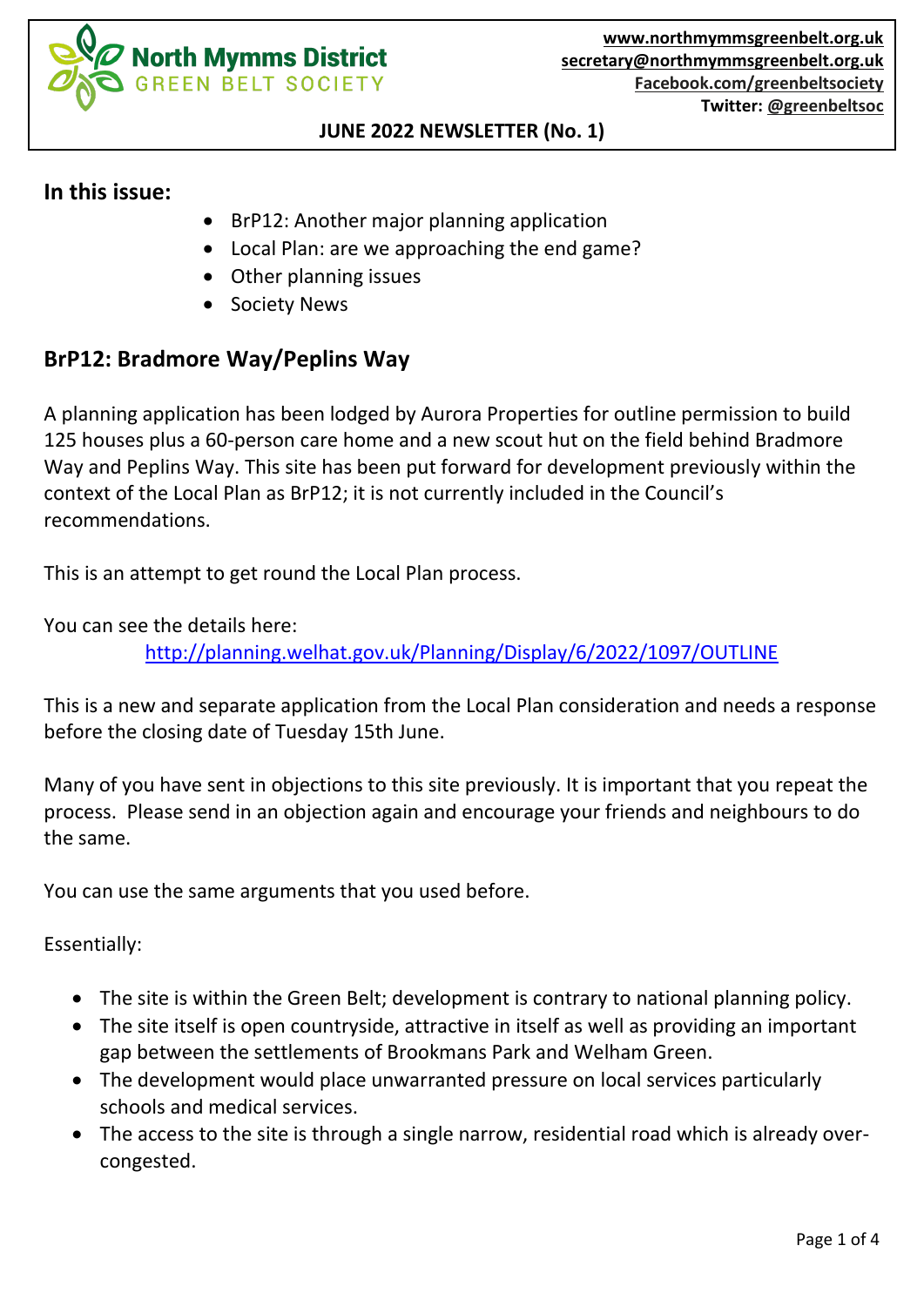**North Mymms District GREEN BELT SOCIETY**

www.northmymmsgreenbelt.org.uk
secretary@northmymmsgreenbelt.org.uk
Facebook.com/greenbeltsociety
Twitter: @greenbeltsoc

**JUNE 2022 NEWSLETTER (No. 1)**

## In this issue:

- BrP12: Another major planning application
- Local Plan: are we approaching the end game?
- Other planning issues
- Society News

## BrP12: Bradmore Way/Peplins Way

A planning application has been lodged by Aurora Properties for outline permission to build 125 houses plus a 60-person care home and a new scout hut on the field behind Bradmore Way and Peplins Way. This site has been put forward for development previously within the context of the Local Plan as BrP12; it is not currently included in the Council's recommendations.

This is an attempt to get round the Local Plan process.

You can see the details here:
http://planning.welhat.gov.uk/Planning/Display/6/2022/1097/OUTLINE

This is a new and separate application from the Local Plan consideration and needs a response before the closing date of Tuesday 15th June.

Many of you have sent in objections to this site previously. It is important that you repeat the process. Please send in an objection again and encourage your friends and neighbours to do the same.

You can use the same arguments that you used before.

Essentially:

- The site is within the Green Belt; development is contrary to national planning policy.
- The site itself is open countryside, attractive in itself as well as providing an important gap between the settlements of Brookmans Park and Welham Green.
- The development would place unwarranted pressure on local services particularly schools and medical services.
- The access to the site is through a single narrow, residential road which is already over-congested.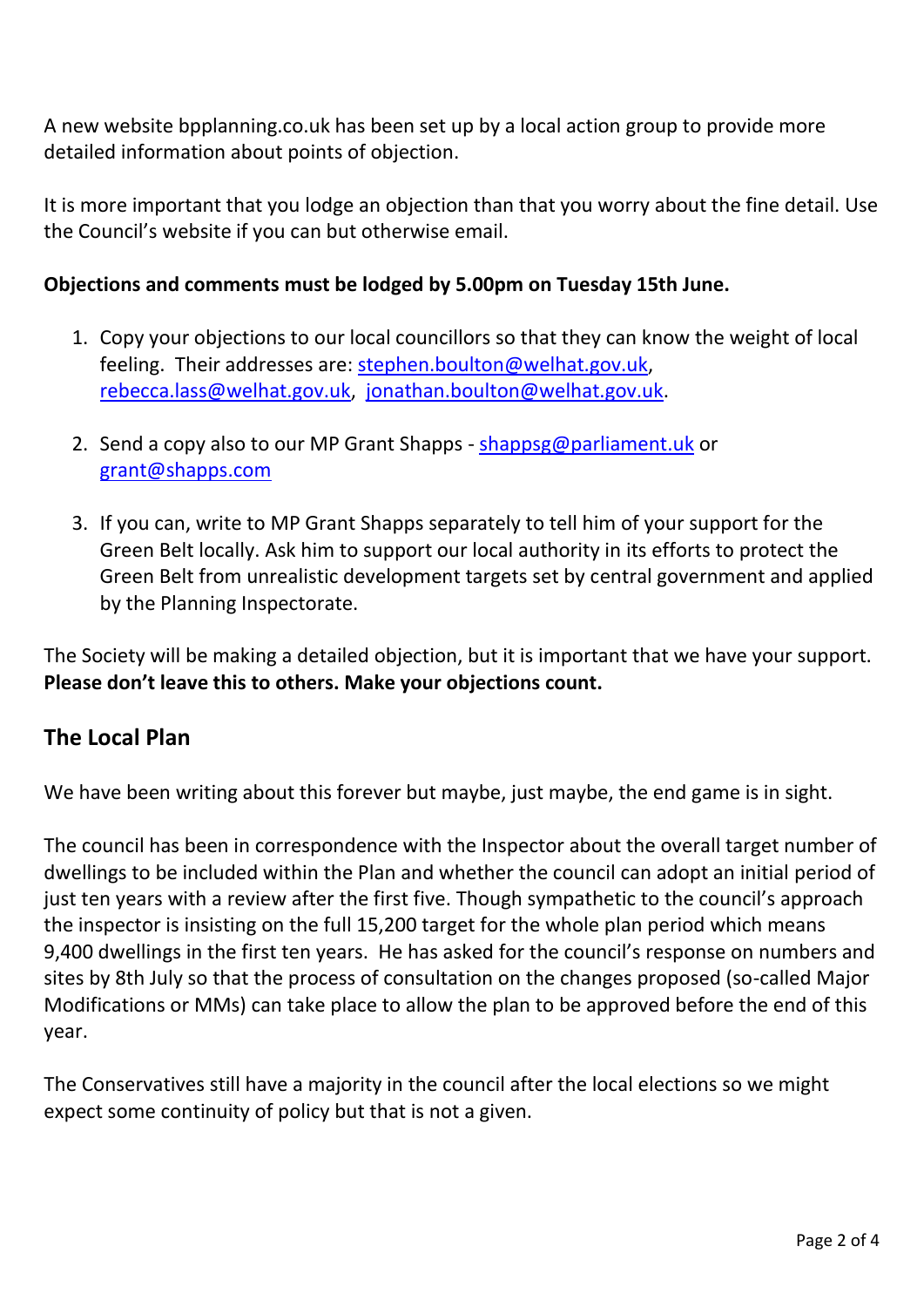A new website bpplanning.co.uk has been set up by a local action group to provide more detailed information about points of objection.

It is more important that you lodge an objection than that you worry about the fine detail. Use the Council's website if you can but otherwise email.

**Objections and comments must be lodged by 5.00pm on Tuesday 15th June.**

1. Copy your objections to our local councillors so that they can know the weight of local feeling. Their addresses are: stephen.boulton@welhat.gov.uk, rebecca.lass@welhat.gov.uk, jonathan.boulton@welhat.gov.uk.

2. Send a copy also to our MP Grant Shapps - shappsg@parliament.uk or grant@shapps.com

3. If you can, write to MP Grant Shapps separately to tell him of your support for the Green Belt locally. Ask him to support our local authority in its efforts to protect the Green Belt from unrealistic development targets set by central government and applied by the Planning Inspectorate.

The Society will be making a detailed objection, but it is important that we have your support. **Please don't leave this to others. Make your objections count.**

## The Local Plan

We have been writing about this forever but maybe, just maybe, the end game is in sight.

The council has been in correspondence with the Inspector about the overall target number of dwellings to be included within the Plan and whether the council can adopt an initial period of just ten years with a review after the first five. Though sympathetic to the council's approach the inspector is insisting on the full 15,200 target for the whole plan period which means 9,400 dwellings in the first ten years. He has asked for the council's response on numbers and sites by 8th July so that the process of consultation on the changes proposed (so-called Major Modifications or MMs) can take place to allow the plan to be approved before the end of this year.

The Conservatives still have a majority in the council after the local elections so we might expect some continuity of policy but that is not a given.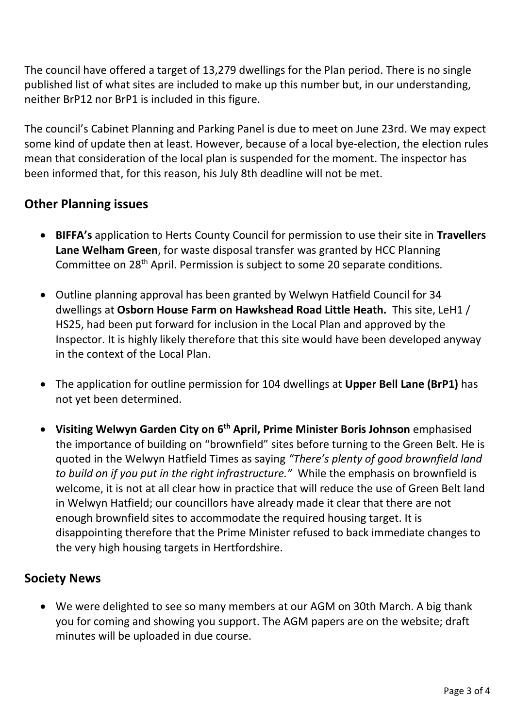The council have offered a target of 13,279 dwellings for the Plan period. There is no single published list of what sites are included to make up this number but, in our understanding, neither BrP12 nor BrP1 is included in this figure.

The council's Cabinet Planning and Parking Panel is due to meet on June 23rd. We may expect some kind of update then at least. However, because of a local bye-election, the election rules mean that consideration of the local plan is suspended for the moment. The inspector has been informed that, for this reason, his July 8th deadline will not be met.

## Other Planning issues

- **BIFFA's** application to Herts County Council for permission to use their site in **Travellers Lane Welham Green**, for waste disposal transfer was granted by HCC Planning Committee on 28th April. Permission is subject to some 20 separate conditions.

- Outline planning approval has been granted by Welwyn Hatfield Council for 34 dwellings at **Osborn House Farm on Hawkshead Road Little Heath.** This site, LeH1 / HS25, had been put forward for inclusion in the Local Plan and approved by the Inspector. It is highly likely therefore that this site would have been developed anyway in the context of the Local Plan.

- The application for outline permission for 104 dwellings at **Upper Bell Lane (BrP1)** has not yet been determined.

- **Visiting Welwyn Garden City on 6th April, Prime Minister Boris Johnson** emphasised the importance of building on "brownfield" sites before turning to the Green Belt. He is quoted in the Welwyn Hatfield Times as saying *"There's plenty of good brownfield land to build on if you put in the right infrastructure."* While the emphasis on brownfield is welcome, it is not at all clear how in practice that will reduce the use of Green Belt land in Welwyn Hatfield; our councillors have already made it clear that there are not enough brownfield sites to accommodate the required housing target. It is disappointing therefore that the Prime Minister refused to back immediate changes to the very high housing targets in Hertfordshire.

## Society News

- We were delighted to see so many members at our AGM on 30th March. A big thank you for coming and showing you support. The AGM papers are on the website; draft minutes will be uploaded in due course.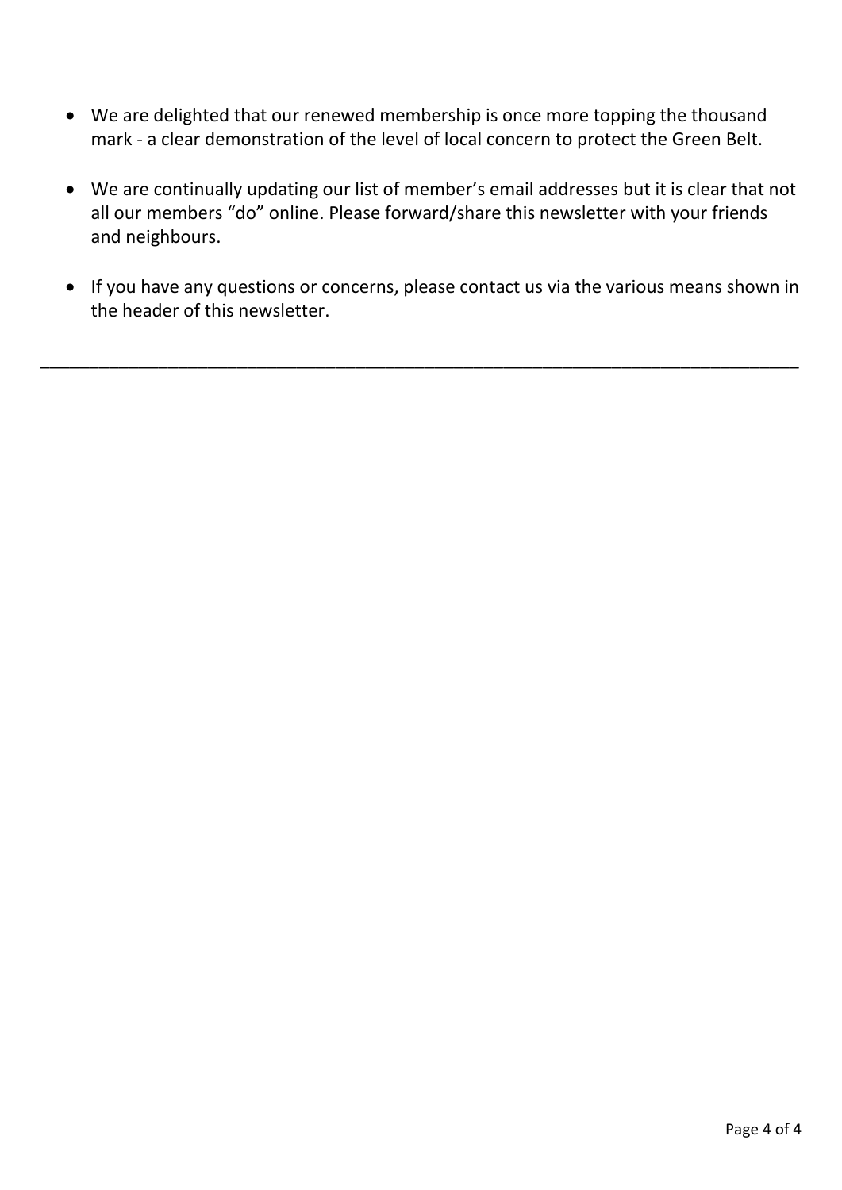- We are delighted that our renewed membership is once more topping the thousand mark - a clear demonstration of the level of local concern to protect the Green Belt.

- We are continually updating our list of member's email addresses but it is clear that not all our members "do" online. Please forward/share this newsletter with your friends and neighbours.

- If you have any questions or concerns, please contact us via the various means shown in the header of this newsletter.

---